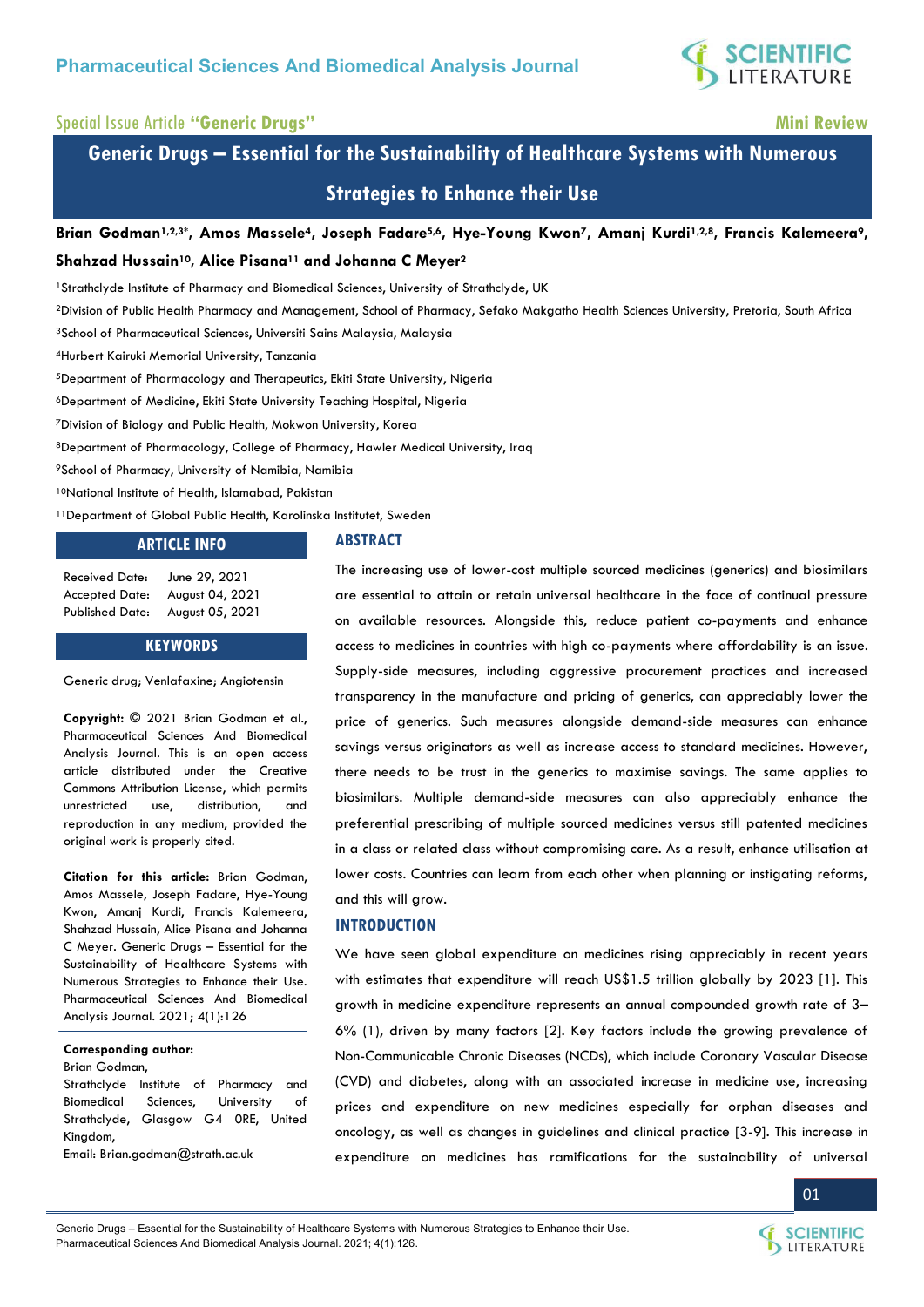Pharmaceutical Sciences And Biomedical Analysis Journal

Special Issue Article **"Generic Drugs"**

**Mini Review**

# Generic Drugs – Essential for the Sustainability of Healthcare Systems with Numerous Strategies to Enhance their Use

**Brian Godman[1,2,3*], Amos Massele[4], Joseph Fadare[5,6], Hye-Young Kwon[7], Amanj Kurdi[1,2,8], Francis Kalemeera[9], Shahzad Hussain[10], Alice Pisana[11] and Johanna C Meyer[2]**

[1]Strathclyde Institute of Pharmacy and Biomedical Sciences, University of Strathclyde, UK

[2]Division of Public Health Pharmacy and Management, School of Pharmacy, Sefako Makgatho Health Sciences University, Pretoria, South Africa

[3]School of Pharmaceutical Sciences, Universiti Sains Malaysia, Malaysia

[4]Hurbert Kairuki Memorial University, Tanzania

[5]Department of Pharmacology and Therapeutics, Ekiti State University, Nigeria

[6]Department of Medicine, Ekiti State University Teaching Hospital, Nigeria

[7]Division of Biology and Public Health, Mokwon University, Korea

[8]Department of Pharmacology, College of Pharmacy, Hawler Medical University, Iraq

[9]School of Pharmacy, University of Namibia, Namibia

[10]National Institute of Health, Islamabad, Pakistan

[11]Department of Global Public Health, Karolinska Institutet, Sweden

## ARTICLE INFO

Received Date: June 29, 2021
Accepted Date: August 04, 2021
Published Date: August 05, 2021

## KEYWORDS

Generic drug; Venlafaxine; Angiotensin

**Copyright:** © 2021 Brian Godman et al., Pharmaceutical Sciences And Biomedical Analysis Journal. This is an open access article distributed under the Creative Commons Attribution License, which permits unrestricted use, distribution, and reproduction in any medium, provided the original work is properly cited.

**Citation for this article:** Brian Godman, Amos Massele, Joseph Fadare, Hye-Young Kwon, Amanj Kurdi, Francis Kalemeera, Shahzad Hussain, Alice Pisana and Johanna C Meyer. Generic Drugs – Essential for the Sustainability of Healthcare Systems with Numerous Strategies to Enhance their Use. Pharmaceutical Sciences And Biomedical Analysis Journal. 2021; 4(1):126

**Corresponding author:**
Brian Godman,
Strathclyde Institute of Pharmacy and Biomedical Sciences, University of Strathclyde, Glasgow G4 0RE, United Kingdom,
Email: Brian.godman@strath.ac.uk

## ABSTRACT

The increasing use of lower-cost multiple sourced medicines (generics) and biosimilars are essential to attain or retain universal healthcare in the face of continual pressure on available resources. Alongside this, reduce patient co-payments and enhance access to medicines in countries with high co-payments where affordability is an issue. Supply-side measures, including aggressive procurement practices and increased transparency in the manufacture and pricing of generics, can appreciably lower the price of generics. Such measures alongside demand-side measures can enhance savings versus originators as well as increase access to standard medicines. However, there needs to be trust in the generics to maximise savings. The same applies to biosimilars. Multiple demand-side measures can also appreciably enhance the preferential prescribing of multiple sourced medicines versus still patented medicines in a class or related class without compromising care. As a result, enhance utilisation at lower costs. Countries can learn from each other when planning or instigating reforms, and this will grow.

## INTRODUCTION

We have seen global expenditure on medicines rising appreciably in recent years with estimates that expenditure will reach US$1.5 trillion globally by 2023 [1]. This growth in medicine expenditure represents an annual compounded growth rate of 3–6% (1), driven by many factors [2]. Key factors include the growing prevalence of Non-Communicable Chronic Diseases (NCDs), which include Coronary Vascular Disease (CVD) and diabetes, along with an associated increase in medicine use, increasing prices and expenditure on new medicines especially for orphan diseases and oncology, as well as changes in guidelines and clinical practice [3-9]. This increase in expenditure on medicines has ramifications for the sustainability of universal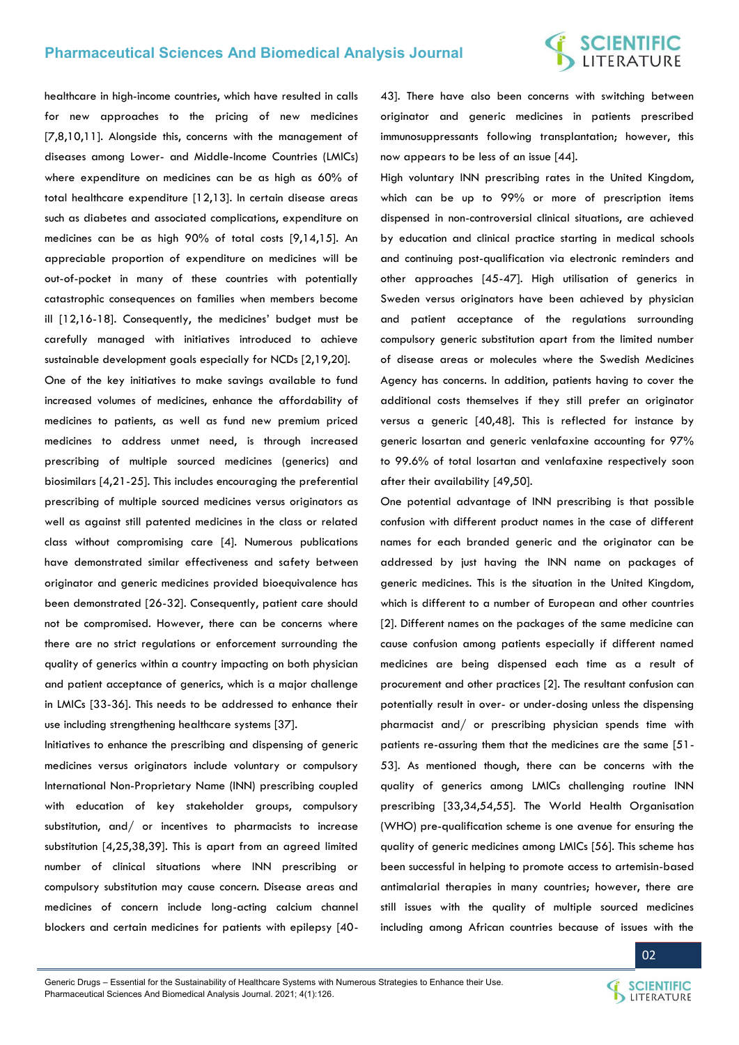healthcare in high-income countries, which have resulted in calls for new approaches to the pricing of new medicines [7,8,10,11]. Alongside this, concerns with the management of diseases among Lower- and Middle-Income Countries (LMICs) where expenditure on medicines can be as high as 60% of total healthcare expenditure [12,13]. In certain disease areas such as diabetes and associated complications, expenditure on medicines can be as high 90% of total costs [9,14,15]. An appreciable proportion of expenditure on medicines will be out-of-pocket in many of these countries with potentially catastrophic consequences on families when members become ill [12,16-18]. Consequently, the medicines' budget must be carefully managed with initiatives introduced to achieve sustainable development goals especially for NCDs [2,19,20].

One of the key initiatives to make savings available to fund increased volumes of medicines, enhance the affordability of medicines to patients, as well as fund new premium priced medicines to address unmet need, is through increased prescribing of multiple sourced medicines (generics) and biosimilars [4,21-25]. This includes encouraging the preferential prescribing of multiple sourced medicines versus originators as well as against still patented medicines in the class or related class without compromising care [4]. Numerous publications have demonstrated similar effectiveness and safety between originator and generic medicines provided bioequivalence has been demonstrated [26-32]. Consequently, patient care should not be compromised. However, there can be concerns where there are no strict regulations or enforcement surrounding the quality of generics within a country impacting on both physician and patient acceptance of generics, which is a major challenge in LMICs [33-36]. This needs to be addressed to enhance their use including strengthening healthcare systems [37].

Initiatives to enhance the prescribing and dispensing of generic medicines versus originators include voluntary or compulsory International Non-Proprietary Name (INN) prescribing coupled with education of key stakeholder groups, compulsory substitution, and/ or incentives to pharmacists to increase substitution [4,25,38,39]. This is apart from an agreed limited number of clinical situations where INN prescribing or compulsory substitution may cause concern. Disease areas and medicines of concern include long-acting calcium channel blockers and certain medicines for patients with epilepsy [40-43]. There have also been concerns with switching between originator and generic medicines in patients prescribed immunosuppressants following transplantation; however, this now appears to be less of an issue [44].

High voluntary INN prescribing rates in the United Kingdom, which can be up to 99% or more of prescription items dispensed in non-controversial clinical situations, are achieved by education and clinical practice starting in medical schools and continuing post-qualification via electronic reminders and other approaches [45-47]. High utilisation of generics in Sweden versus originators have been achieved by physician and patient acceptance of the regulations surrounding compulsory generic substitution apart from the limited number of disease areas or molecules where the Swedish Medicines Agency has concerns. In addition, patients having to cover the additional costs themselves if they still prefer an originator versus a generic [40,48]. This is reflected for instance by generic losartan and generic venlafaxine accounting for 97% to 99.6% of total losartan and venlafaxine respectively soon after their availability [49,50].

One potential advantage of INN prescribing is that possible confusion with different product names in the case of different names for each branded generic and the originator can be addressed by just having the INN name on packages of generic medicines. This is the situation in the United Kingdom, which is different to a number of European and other countries [2]. Different names on the packages of the same medicine can cause confusion among patients especially if different named medicines are being dispensed each time as a result of procurement and other practices [2]. The resultant confusion can potentially result in over- or under-dosing unless the dispensing pharmacist and/ or prescribing physician spends time with patients re-assuring them that the medicines are the same [51-53]. As mentioned though, there can be concerns with the quality of generics among LMICs challenging routine INN prescribing [33,34,54,55]. The World Health Organisation (WHO) pre-qualification scheme is one avenue for ensuring the quality of generic medicines among LMICs [56]. This scheme has been successful in helping to promote access to artemisin-based antimalarial therapies in many countries; however, there are still issues with the quality of multiple sourced medicines including among African countries because of issues with the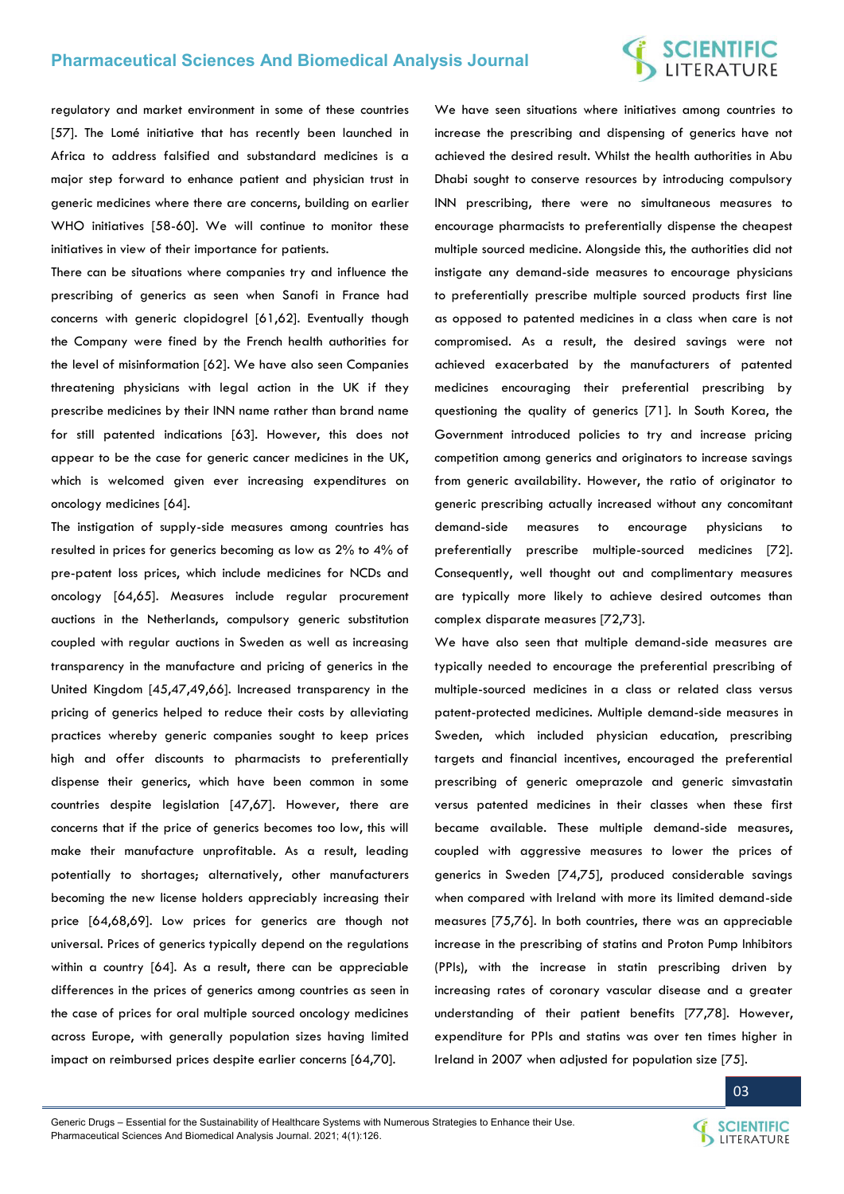regulatory and market environment in some of these countries [57]. The Lomé initiative that has recently been launched in Africa to address falsified and substandard medicines is a major step forward to enhance patient and physician trust in generic medicines where there are concerns, building on earlier WHO initiatives [58-60]. We will continue to monitor these initiatives in view of their importance for patients.

There can be situations where companies try and influence the prescribing of generics as seen when Sanofi in France had concerns with generic clopidogrel [61,62]. Eventually though the Company were fined by the French health authorities for the level of misinformation [62]. We have also seen Companies threatening physicians with legal action in the UK if they prescribe medicines by their INN name rather than brand name for still patented indications [63]. However, this does not appear to be the case for generic cancer medicines in the UK, which is welcomed given ever increasing expenditures on oncology medicines [64].

The instigation of supply-side measures among countries has resulted in prices for generics becoming as low as 2% to 4% of pre-patent loss prices, which include medicines for NCDs and oncology [64,65]. Measures include regular procurement auctions in the Netherlands, compulsory generic substitution coupled with regular auctions in Sweden as well as increasing transparency in the manufacture and pricing of generics in the United Kingdom [45,47,49,66]. Increased transparency in the pricing of generics helped to reduce their costs by alleviating practices whereby generic companies sought to keep prices high and offer discounts to pharmacists to preferentially dispense their generics, which have been common in some countries despite legislation [47,67]. However, there are concerns that if the price of generics becomes too low, this will make their manufacture unprofitable. As a result, leading potentially to shortages; alternatively, other manufacturers becoming the new license holders appreciably increasing their price [64,68,69]. Low prices for generics are though not universal. Prices of generics typically depend on the regulations within a country [64]. As a result, there can be appreciable differences in the prices of generics among countries as seen in the case of prices for oral multiple sourced oncology medicines across Europe, with generally population sizes having limited impact on reimbursed prices despite earlier concerns [64,70].

We have seen situations where initiatives among countries to increase the prescribing and dispensing of generics have not achieved the desired result. Whilst the health authorities in Abu Dhabi sought to conserve resources by introducing compulsory INN prescribing, there were no simultaneous measures to encourage pharmacists to preferentially dispense the cheapest multiple sourced medicine. Alongside this, the authorities did not instigate any demand-side measures to encourage physicians to preferentially prescribe multiple sourced products first line as opposed to patented medicines in a class when care is not compromised. As a result, the desired savings were not achieved exacerbated by the manufacturers of patented medicines encouraging their preferential prescribing by questioning the quality of generics [71]. In South Korea, the Government introduced policies to try and increase pricing competition among generics and originators to increase savings from generic availability. However, the ratio of originator to generic prescribing actually increased without any concomitant demand-side measures to encourage physicians to preferentially prescribe multiple-sourced medicines [72]. Consequently, well thought out and complimentary measures are typically more likely to achieve desired outcomes than complex disparate measures [72,73].

We have also seen that multiple demand-side measures are typically needed to encourage the preferential prescribing of multiple-sourced medicines in a class or related class versus patent-protected medicines. Multiple demand-side measures in Sweden, which included physician education, prescribing targets and financial incentives, encouraged the preferential prescribing of generic omeprazole and generic simvastatin versus patented medicines in their classes when these first became available. These multiple demand-side measures, coupled with aggressive measures to lower the prices of generics in Sweden [74,75], produced considerable savings when compared with Ireland with more its limited demand-side measures [75,76]. In both countries, there was an appreciable increase in the prescribing of statins and Proton Pump Inhibitors (PPIs), with the increase in statin prescribing driven by increasing rates of coronary vascular disease and a greater understanding of their patient benefits [77,78]. However, expenditure for PPIs and statins was over ten times higher in Ireland in 2007 when adjusted for population size [75].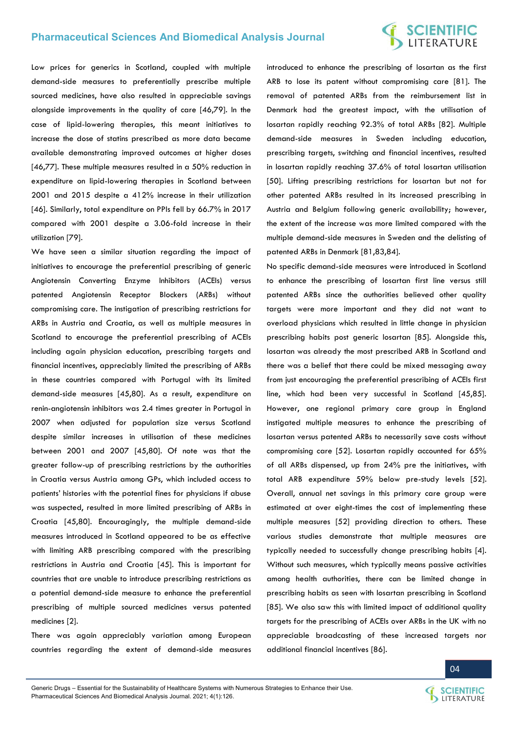Low prices for generics in Scotland, coupled with multiple demand-side measures to preferentially prescribe multiple sourced medicines, have also resulted in appreciable savings alongside improvements in the quality of care [46,79]. In the case of lipid-lowering therapies, this meant initiatives to increase the dose of statins prescribed as more data became available demonstrating improved outcomes at higher doses [46,77]. These multiple measures resulted in a 50% reduction in expenditure on lipid-lowering therapies in Scotland between 2001 and 2015 despite a 412% increase in their utilization [46]. Similarly, total expenditure on PPIs fell by 66.7% in 2017 compared with 2001 despite a 3.06-fold increase in their utilization [79].

We have seen a similar situation regarding the impact of initiatives to encourage the preferential prescribing of generic Angiotensin Converting Enzyme Inhibitors (ACEIs) versus patented Angiotensin Receptor Blockers (ARBs) without compromising care. The instigation of prescribing restrictions for ARBs in Austria and Croatia, as well as multiple measures in Scotland to encourage the preferential prescribing of ACEIs including again physician education, prescribing targets and financial incentives, appreciably limited the prescribing of ARBs in these countries compared with Portugal with its limited demand-side measures [45,80]. As a result, expenditure on renin-angiotensin inhibitors was 2.4 times greater in Portugal in 2007 when adjusted for population size versus Scotland despite similar increases in utilisation of these medicines between 2001 and 2007 [45,80]. Of note was that the greater follow-up of prescribing restrictions by the authorities in Croatia versus Austria among GPs, which included access to patients' histories with the potential fines for physicians if abuse was suspected, resulted in more limited prescribing of ARBs in Croatia [45,80]. Encouragingly, the multiple demand-side measures introduced in Scotland appeared to be as effective with limiting ARB prescribing compared with the prescribing restrictions in Austria and Croatia [45]. This is important for countries that are unable to introduce prescribing restrictions as a potential demand-side measure to enhance the preferential prescribing of multiple sourced medicines versus patented medicines [2].

There was again appreciably variation among European countries regarding the extent of demand-side measures introduced to enhance the prescribing of losartan as the first ARB to lose its patent without compromising care [81]. The removal of patented ARBs from the reimbursement list in Denmark had the greatest impact, with the utilisation of losartan rapidly reaching 92.3% of total ARBs [82]. Multiple demand-side measures in Sweden including education, prescribing targets, switching and financial incentives, resulted in losartan rapidly reaching 37.6% of total losartan utilisation [50]. Lifting prescribing restrictions for losartan but not for other patented ARBs resulted in its increased prescribing in Austria and Belgium following generic availability; however, the extent of the increase was more limited compared with the multiple demand-side measures in Sweden and the delisting of patented ARBs in Denmark [81,83,84].

No specific demand-side measures were introduced in Scotland to enhance the prescribing of losartan first line versus still patented ARBs since the authorities believed other quality targets were more important and they did not want to overload physicians which resulted in little change in physician prescribing habits post generic losartan [85]. Alongside this, losartan was already the most prescribed ARB in Scotland and there was a belief that there could be mixed messaging away from just encouraging the preferential prescribing of ACEIs first line, which had been very successful in Scotland [45,85]. However, one regional primary care group in England instigated multiple measures to enhance the prescribing of losartan versus patented ARBs to necessarily save costs without compromising care [52]. Losartan rapidly accounted for 65% of all ARBs dispensed, up from 24% pre the initiatives, with total ARB expenditure 59% below pre-study levels [52]. Overall, annual net savings in this primary care group were estimated at over eight-times the cost of implementing these multiple measures [52] providing direction to others. These various studies demonstrate that multiple measures are typically needed to successfully change prescribing habits [4]. Without such measures, which typically means passive activities among health authorities, there can be limited change in prescribing habits as seen with losartan prescribing in Scotland [85]. We also saw this with limited impact of additional quality targets for the prescribing of ACEIs over ARBs in the UK with no appreciable broadcasting of these increased targets nor additional financial incentives [86].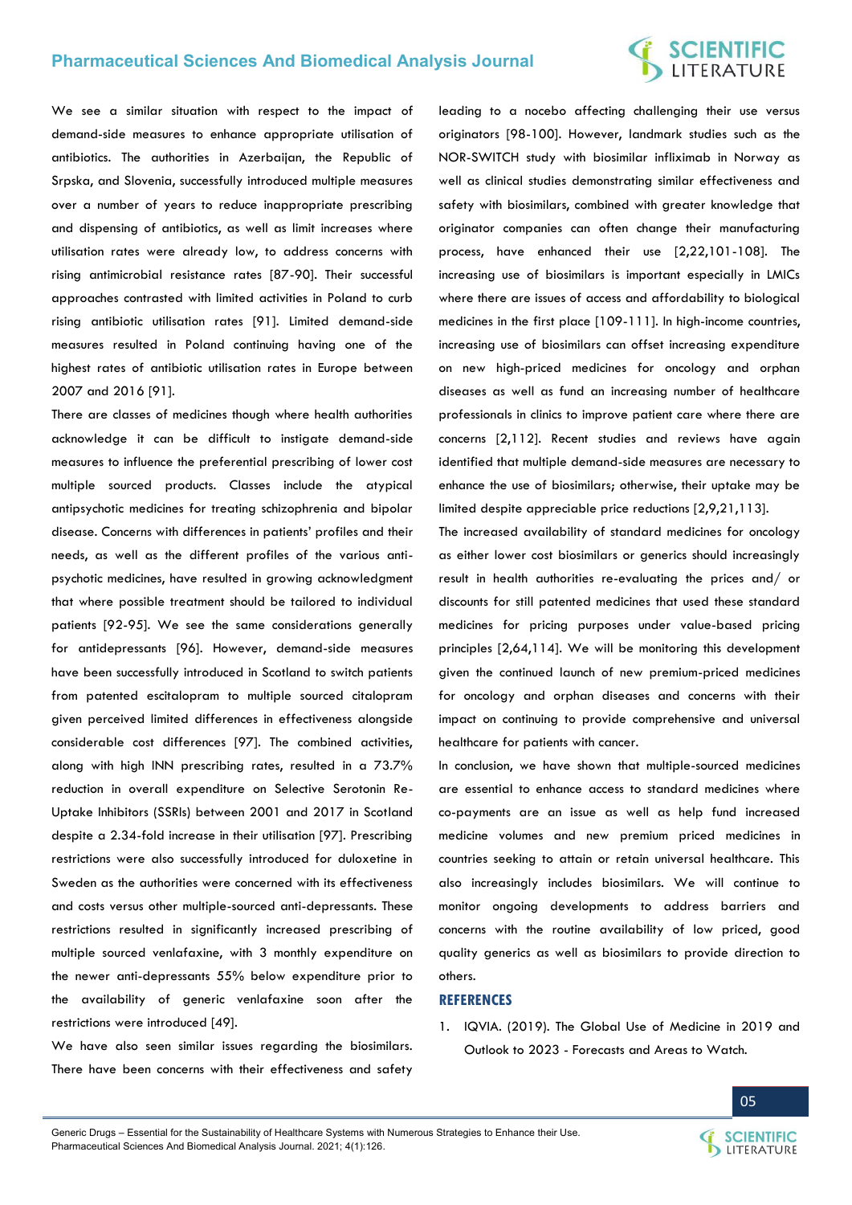We see a similar situation with respect to the impact of demand-side measures to enhance appropriate utilisation of antibiotics. The authorities in Azerbaijan, the Republic of Srpska, and Slovenia, successfully introduced multiple measures over a number of years to reduce inappropriate prescribing and dispensing of antibiotics, as well as limit increases where utilisation rates were already low, to address concerns with rising antimicrobial resistance rates [87-90]. Their successful approaches contrasted with limited activities in Poland to curb rising antibiotic utilisation rates [91]. Limited demand-side measures resulted in Poland continuing having one of the highest rates of antibiotic utilisation rates in Europe between 2007 and 2016 [91].

There are classes of medicines though where health authorities acknowledge it can be difficult to instigate demand-side measures to influence the preferential prescribing of lower cost multiple sourced products. Classes include the atypical antipsychotic medicines for treating schizophrenia and bipolar disease. Concerns with differences in patients' profiles and their needs, as well as the different profiles of the various anti-psychotic medicines, have resulted in growing acknowledgment that where possible treatment should be tailored to individual patients [92-95]. We see the same considerations generally for antidepressants [96]. However, demand-side measures have been successfully introduced in Scotland to switch patients from patented escitalopram to multiple sourced citalopram given perceived limited differences in effectiveness alongside considerable cost differences [97]. The combined activities, along with high INN prescribing rates, resulted in a 73.7% reduction in overall expenditure on Selective Serotonin Re-Uptake Inhibitors (SSRIs) between 2001 and 2017 in Scotland despite a 2.34-fold increase in their utilisation [97]. Prescribing restrictions were also successfully introduced for duloxetine in Sweden as the authorities were concerned with its effectiveness and costs versus other multiple-sourced anti-depressants. These restrictions resulted in significantly increased prescribing of multiple sourced venlafaxine, with 3 monthly expenditure on the newer anti-depressants 55% below expenditure prior to the availability of generic venlafaxine soon after the restrictions were introduced [49].

We have also seen similar issues regarding the biosimilars. There have been concerns with their effectiveness and safety leading to a nocebo affecting challenging their use versus originators [98-100]. However, landmark studies such as the NOR-SWITCH study with biosimilar infliximab in Norway as well as clinical studies demonstrating similar effectiveness and safety with biosimilars, combined with greater knowledge that originator companies can often change their manufacturing process, have enhanced their use [2,22,101-108]. The increasing use of biosimilars is important especially in LMICs where there are issues of access and affordability to biological medicines in the first place [109-111]. In high-income countries, increasing use of biosimilars can offset increasing expenditure on new high-priced medicines for oncology and orphan diseases as well as fund an increasing number of healthcare professionals in clinics to improve patient care where there are concerns [2,112]. Recent studies and reviews have again identified that multiple demand-side measures are necessary to enhance the use of biosimilars; otherwise, their uptake may be limited despite appreciable price reductions [2,9,21,113].

The increased availability of standard medicines for oncology as either lower cost biosimilars or generics should increasingly result in health authorities re-evaluating the prices and/ or discounts for still patented medicines that used these standard medicines for pricing purposes under value-based pricing principles [2,64,114]. We will be monitoring this development given the continued launch of new premium-priced medicines for oncology and orphan diseases and concerns with their impact on continuing to provide comprehensive and universal healthcare for patients with cancer.

In conclusion, we have shown that multiple-sourced medicines are essential to enhance access to standard medicines where co-payments are an issue as well as help fund increased medicine volumes and new premium priced medicines in countries seeking to attain or retain universal healthcare. This also increasingly includes biosimilars. We will continue to monitor ongoing developments to address barriers and concerns with the routine availability of low priced, good quality generics as well as biosimilars to provide direction to others.

## REFERENCES

1. IQVIA. (2019). The Global Use of Medicine in 2019 and Outlook to 2023 - Forecasts and Areas to Watch.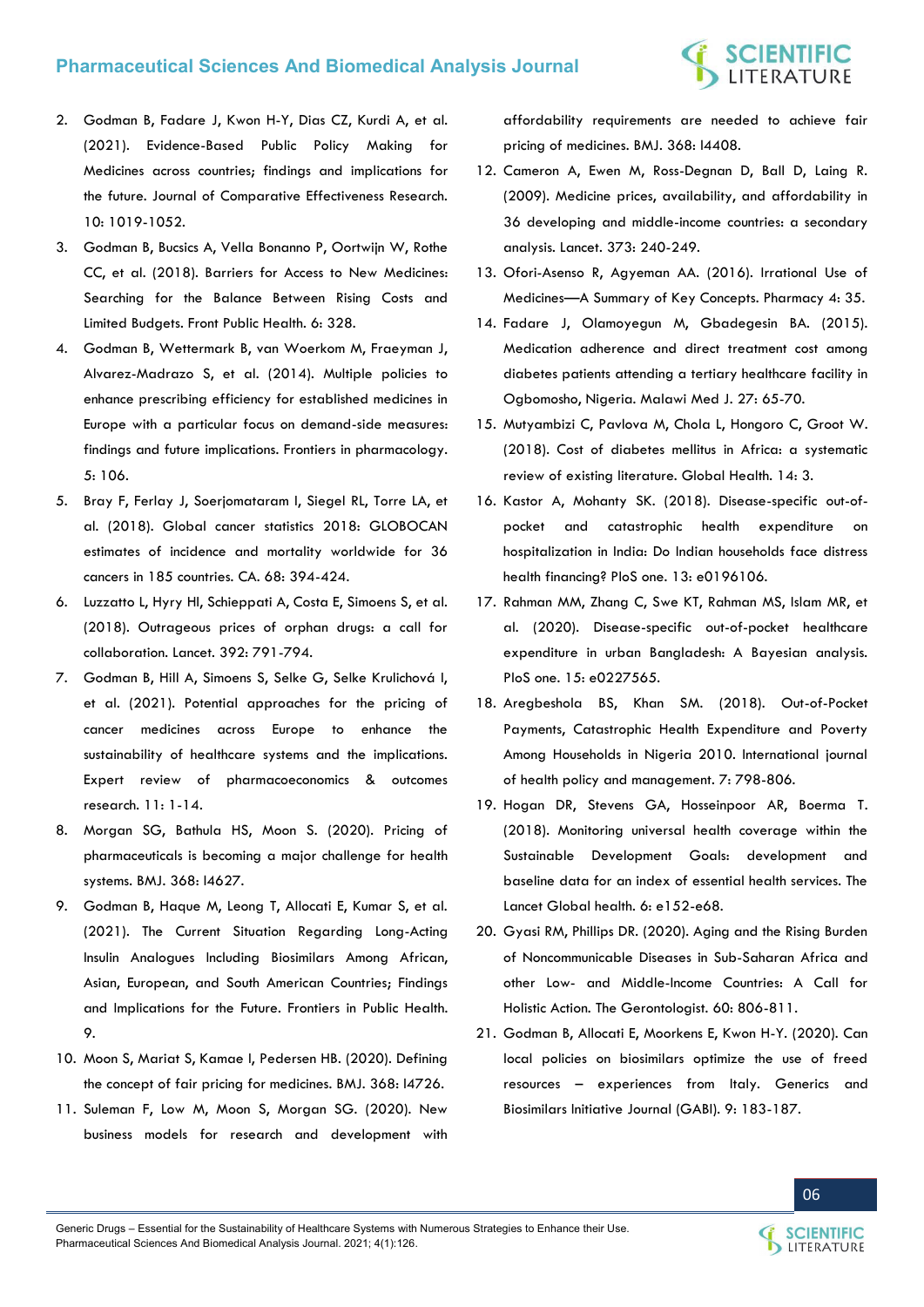2. Godman B, Fadare J, Kwon H-Y, Dias CZ, Kurdi A, et al. (2021). Evidence-Based Public Policy Making for Medicines across countries; findings and implications for the future. Journal of Comparative Effectiveness Research. 10: 1019-1052.
3. Godman B, Bucsics A, Vella Bonanno P, Oortwijn W, Rothe CC, et al. (2018). Barriers for Access to New Medicines: Searching for the Balance Between Rising Costs and Limited Budgets. Front Public Health. 6: 328.
4. Godman B, Wettermark B, van Woerkom M, Fraeyman J, Alvarez-Madrazo S, et al. (2014). Multiple policies to enhance prescribing efficiency for established medicines in Europe with a particular focus on demand-side measures: findings and future implications. Frontiers in pharmacology. 5: 106.
5. Bray F, Ferlay J, Soerjomataram I, Siegel RL, Torre LA, et al. (2018). Global cancer statistics 2018: GLOBOCAN estimates of incidence and mortality worldwide for 36 cancers in 185 countries. CA. 68: 394-424.
6. Luzzatto L, Hyry HI, Schieppati A, Costa E, Simoens S, et al. (2018). Outrageous prices of orphan drugs: a call for collaboration. Lancet. 392: 791-794.
7. Godman B, Hill A, Simoens S, Selke G, Selke Krulichová I, et al. (2021). Potential approaches for the pricing of cancer medicines across Europe to enhance the sustainability of healthcare systems and the implications. Expert review of pharmacoeconomics & outcomes research. 11: 1-14.
8. Morgan SG, Bathula HS, Moon S. (2020). Pricing of pharmaceuticals is becoming a major challenge for health systems. BMJ. 368: l4627.
9. Godman B, Haque M, Leong T, Allocati E, Kumar S, et al. (2021). The Current Situation Regarding Long-Acting Insulin Analogues Including Biosimilars Among African, Asian, European, and South American Countries; Findings and Implications for the Future. Frontiers in Public Health. 9.
10. Moon S, Mariat S, Kamae I, Pedersen HB. (2020). Defining the concept of fair pricing for medicines. BMJ. 368: l4726.
11. Suleman F, Low M, Moon S, Morgan SG. (2020). New business models for research and development with affordability requirements are needed to achieve fair pricing of medicines. BMJ. 368: l4408.
12. Cameron A, Ewen M, Ross-Degnan D, Ball D, Laing R. (2009). Medicine prices, availability, and affordability in 36 developing and middle-income countries: a secondary analysis. Lancet. 373: 240-249.
13. Ofori-Asenso R, Agyeman AA. (2016). Irrational Use of Medicines—A Summary of Key Concepts. Pharmacy 4: 35.
14. Fadare J, Olamoyegun M, Gbadegesin BA. (2015). Medication adherence and direct treatment cost among diabetes patients attending a tertiary healthcare facility in Ogbomosho, Nigeria. Malawi Med J. 27: 65-70.
15. Mutyambizi C, Pavlova M, Chola L, Hongoro C, Groot W. (2018). Cost of diabetes mellitus in Africa: a systematic review of existing literature. Global Health. 14: 3.
16. Kastor A, Mohanty SK. (2018). Disease-specific out-of-pocket and catastrophic health expenditure on hospitalization in India: Do Indian households face distress health financing? PloS one. 13: e0196106.
17. Rahman MM, Zhang C, Swe KT, Rahman MS, Islam MR, et al. (2020). Disease-specific out-of-pocket healthcare expenditure in urban Bangladesh: A Bayesian analysis. PloS one. 15: e0227565.
18. Aregbeshola BS, Khan SM. (2018). Out-of-Pocket Payments, Catastrophic Health Expenditure and Poverty Among Households in Nigeria 2010. International journal of health policy and management. 7: 798-806.
19. Hogan DR, Stevens GA, Hosseinpoor AR, Boerma T. (2018). Monitoring universal health coverage within the Sustainable Development Goals: development and baseline data for an index of essential health services. The Lancet Global health. 6: e152-e68.
20. Gyasi RM, Phillips DR. (2020). Aging and the Rising Burden of Noncommunicable Diseases in Sub-Saharan Africa and other Low- and Middle-Income Countries: A Call for Holistic Action. The Gerontologist. 60: 806-811.
21. Godman B, Allocati E, Moorkens E, Kwon H-Y. (2020). Can local policies on biosimilars optimize the use of freed resources – experiences from Italy. Generics and Biosimilars Initiative Journal (GABI). 9: 183-187.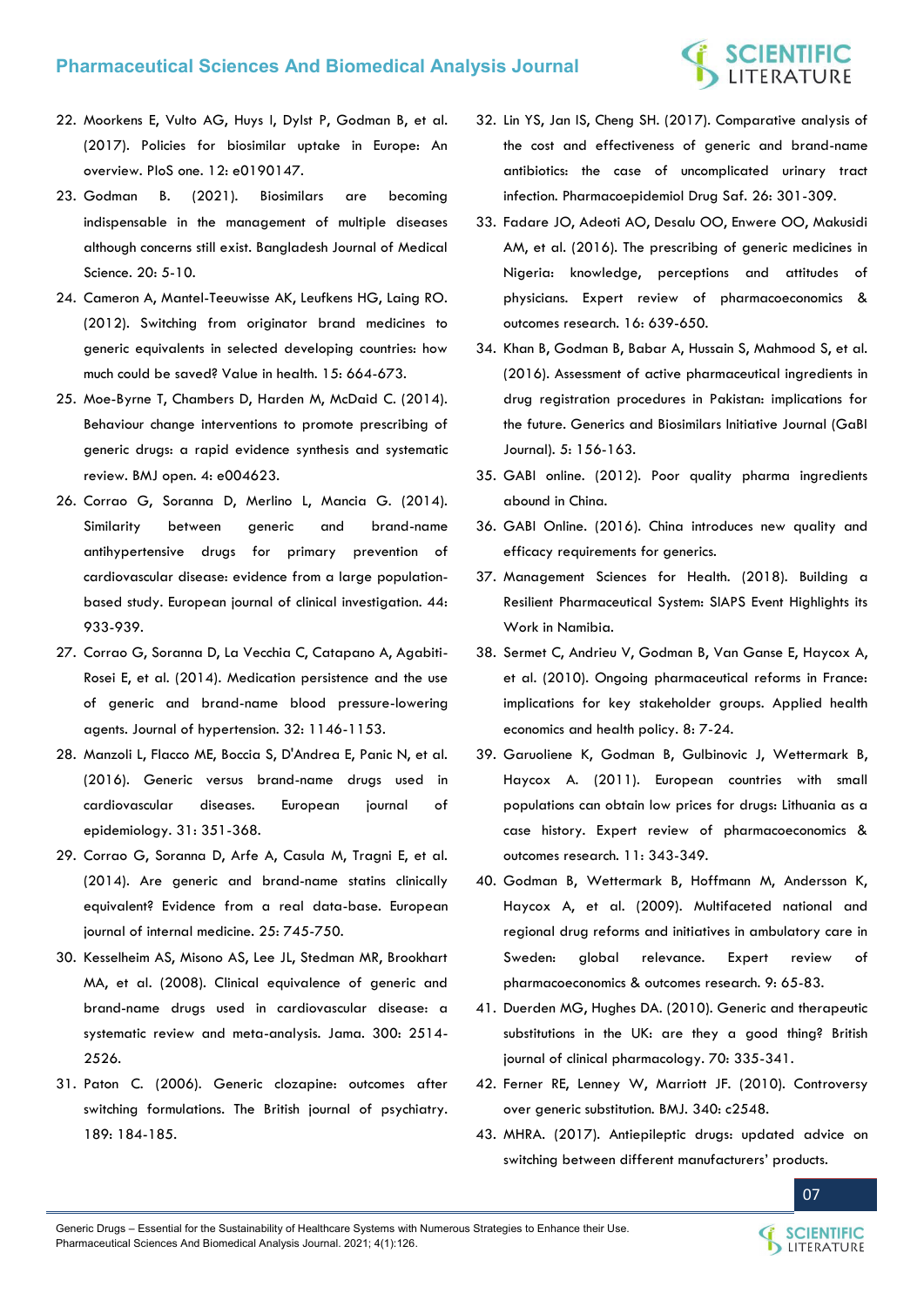22. Moorkens E, Vulto AG, Huys I, Dylst P, Godman B, et al. (2017). Policies for biosimilar uptake in Europe: An overview. PloS one. 12: e0190147.
23. Godman B. (2021). Biosimilars are becoming indispensable in the management of multiple diseases although concerns still exist. Bangladesh Journal of Medical Science. 20: 5-10.
24. Cameron A, Mantel-Teeuwisse AK, Leufkens HG, Laing RO. (2012). Switching from originator brand medicines to generic equivalents in selected developing countries: how much could be saved? Value in health. 15: 664-673.
25. Moe-Byrne T, Chambers D, Harden M, McDaid C. (2014). Behaviour change interventions to promote prescribing of generic drugs: a rapid evidence synthesis and systematic review. BMJ open. 4: e004623.
26. Corrao G, Soranna D, Merlino L, Mancia G. (2014). Similarity between generic and brand-name antihypertensive drugs for primary prevention of cardiovascular disease: evidence from a large population-based study. European journal of clinical investigation. 44: 933-939.
27. Corrao G, Soranna D, La Vecchia C, Catapano A, Agabiti-Rosei E, et al. (2014). Medication persistence and the use of generic and brand-name blood pressure-lowering agents. Journal of hypertension. 32: 1146-1153.
28. Manzoli L, Flacco ME, Boccia S, D'Andrea E, Panic N, et al. (2016). Generic versus brand-name drugs used in cardiovascular diseases. European journal of epidemiology. 31: 351-368.
29. Corrao G, Soranna D, Arfe A, Casula M, Tragni E, et al. (2014). Are generic and brand-name statins clinically equivalent? Evidence from a real data-base. European journal of internal medicine. 25: 745-750.
30. Kesselheim AS, Misono AS, Lee JL, Stedman MR, Brookhart MA, et al. (2008). Clinical equivalence of generic and brand-name drugs used in cardiovascular disease: a systematic review and meta-analysis. Jama. 300: 2514-2526.
31. Paton C. (2006). Generic clozapine: outcomes after switching formulations. The British journal of psychiatry. 189: 184-185.
32. Lin YS, Jan IS, Cheng SH. (2017). Comparative analysis of the cost and effectiveness of generic and brand-name antibiotics: the case of uncomplicated urinary tract infection. Pharmacoepidemiol Drug Saf. 26: 301-309.
33. Fadare JO, Adeoti AO, Desalu OO, Enwere OO, Makusidi AM, et al. (2016). The prescribing of generic medicines in Nigeria: knowledge, perceptions and attitudes of physicians. Expert review of pharmacoeconomics & outcomes research. 16: 639-650.
34. Khan B, Godman B, Babar A, Hussain S, Mahmood S, et al. (2016). Assessment of active pharmaceutical ingredients in drug registration procedures in Pakistan: implications for the future. Generics and Biosimilars Initiative Journal (GaBI Journal). 5: 156-163.
35. GABI online. (2012). Poor quality pharma ingredients abound in China.
36. GABI Online. (2016). China introduces new quality and efficacy requirements for generics.
37. Management Sciences for Health. (2018). Building a Resilient Pharmaceutical System: SIAPS Event Highlights its Work in Namibia.
38. Sermet C, Andrieu V, Godman B, Van Ganse E, Haycox A, et al. (2010). Ongoing pharmaceutical reforms in France: implications for key stakeholder groups. Applied health economics and health policy. 8: 7-24.
39. Garuoliene K, Godman B, Gulbinovic J, Wettermark B, Haycox A. (2011). European countries with small populations can obtain low prices for drugs: Lithuania as a case history. Expert review of pharmacoeconomics & outcomes research. 11: 343-349.
40. Godman B, Wettermark B, Hoffmann M, Andersson K, Haycox A, et al. (2009). Multifaceted national and regional drug reforms and initiatives in ambulatory care in Sweden: global relevance. Expert review of pharmacoeconomics & outcomes research. 9: 65-83.
41. Duerden MG, Hughes DA. (2010). Generic and therapeutic substitutions in the UK: are they a good thing? British journal of clinical pharmacology. 70: 335-341.
42. Ferner RE, Lenney W, Marriott JF. (2010). Controversy over generic substitution. BMJ. 340: c2548.
43. MHRA. (2017). Antiepileptic drugs: updated advice on switching between different manufacturers' products.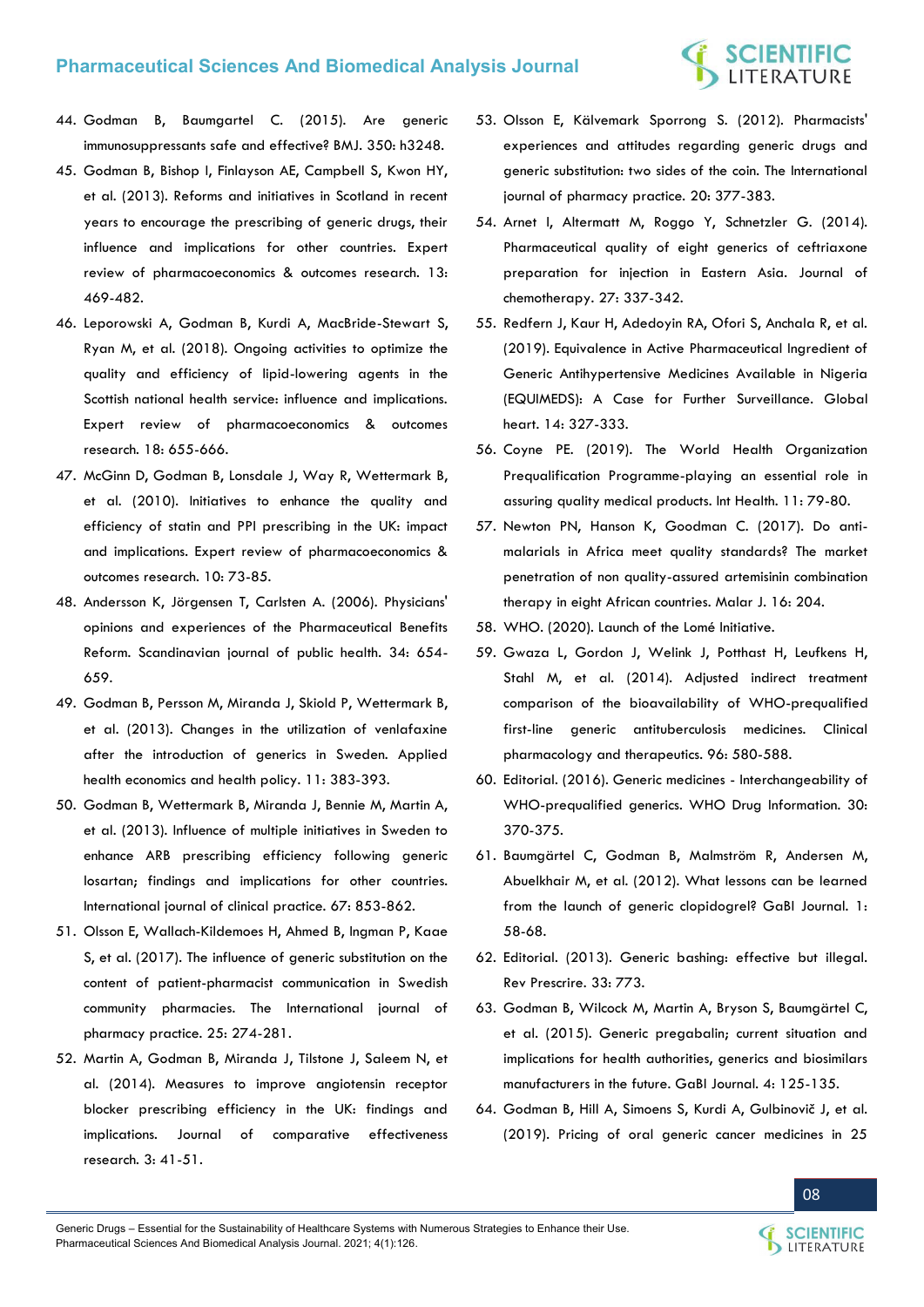44. Godman B, Baumgartel C. (2015). Are generic immunosuppressants safe and effective? BMJ. 350: h3248.
45. Godman B, Bishop I, Finlayson AE, Campbell S, Kwon HY, et al. (2013). Reforms and initiatives in Scotland in recent years to encourage the prescribing of generic drugs, their influence and implications for other countries. Expert review of pharmacoeconomics & outcomes research. 13: 469-482.
46. Leporowski A, Godman B, Kurdi A, MacBride-Stewart S, Ryan M, et al. (2018). Ongoing activities to optimize the quality and efficiency of lipid-lowering agents in the Scottish national health service: influence and implications. Expert review of pharmacoeconomics & outcomes research. 18: 655-666.
47. McGinn D, Godman B, Lonsdale J, Way R, Wettermark B, et al. (2010). Initiatives to enhance the quality and efficiency of statin and PPI prescribing in the UK: impact and implications. Expert review of pharmacoeconomics & outcomes research. 10: 73-85.
48. Andersson K, Jörgensen T, Carlsten A. (2006). Physicians' opinions and experiences of the Pharmaceutical Benefits Reform. Scandinavian journal of public health. 34: 654-659.
49. Godman B, Persson M, Miranda J, Skiold P, Wettermark B, et al. (2013). Changes in the utilization of venlafaxine after the introduction of generics in Sweden. Applied health economics and health policy. 11: 383-393.
50. Godman B, Wettermark B, Miranda J, Bennie M, Martin A, et al. (2013). Influence of multiple initiatives in Sweden to enhance ARB prescribing efficiency following generic losartan; findings and implications for other countries. International journal of clinical practice. 67: 853-862.
51. Olsson E, Wallach-Kildemoes H, Ahmed B, Ingman P, Kaae S, et al. (2017). The influence of generic substitution on the content of patient-pharmacist communication in Swedish community pharmacies. The International journal of pharmacy practice. 25: 274-281.
52. Martin A, Godman B, Miranda J, Tilstone J, Saleem N, et al. (2014). Measures to improve angiotensin receptor blocker prescribing efficiency in the UK: findings and implications. Journal of comparative effectiveness research. 3: 41-51.
53. Olsson E, Kälvemark Sporrong S. (2012). Pharmacists' experiences and attitudes regarding generic drugs and generic substitution: two sides of the coin. The International journal of pharmacy practice. 20: 377-383.
54. Arnet I, Altermatt M, Roggo Y, Schnetzler G. (2014). Pharmaceutical quality of eight generics of ceftriaxone preparation for injection in Eastern Asia. Journal of chemotherapy. 27: 337-342.
55. Redfern J, Kaur H, Adedoyin RA, Ofori S, Anchala R, et al. (2019). Equivalence in Active Pharmaceutical Ingredient of Generic Antihypertensive Medicines Available in Nigeria (EQUIMEDS): A Case for Further Surveillance. Global heart. 14: 327-333.
56. Coyne PE. (2019). The World Health Organization Prequalification Programme-playing an essential role in assuring quality medical products. Int Health. 11: 79-80.
57. Newton PN, Hanson K, Goodman C. (2017). Do anti-malarials in Africa meet quality standards? The market penetration of non quality-assured artemisinin combination therapy in eight African countries. Malar J. 16: 204.
58. WHO. (2020). Launch of the Lomé Initiative.
59. Gwaza L, Gordon J, Welink J, Potthast H, Leufkens H, Stahl M, et al. (2014). Adjusted indirect treatment comparison of the bioavailability of WHO-prequalified first-line generic antituberculosis medicines. Clinical pharmacology and therapeutics. 96: 580-588.
60. Editorial. (2016). Generic medicines - Interchangeability of WHO-prequalified generics. WHO Drug Information. 30: 370-375.
61. Baumgärtel C, Godman B, Malmström R, Andersen M, Abuelkhair M, et al. (2012). What lessons can be learned from the launch of generic clopidogrel? GaBI Journal. 1: 58-68.
62. Editorial. (2013). Generic bashing: effective but illegal. Rev Prescrire. 33: 773.
63. Godman B, Wilcock M, Martin A, Bryson S, Baumgärtel C, et al. (2015). Generic pregabalin; current situation and implications for health authorities, generics and biosimilars manufacturers in the future. GaBI Journal. 4: 125-135.
64. Godman B, Hill A, Simoens S, Kurdi A, Gulbinovič J, et al. (2019). Pricing of oral generic cancer medicines in 25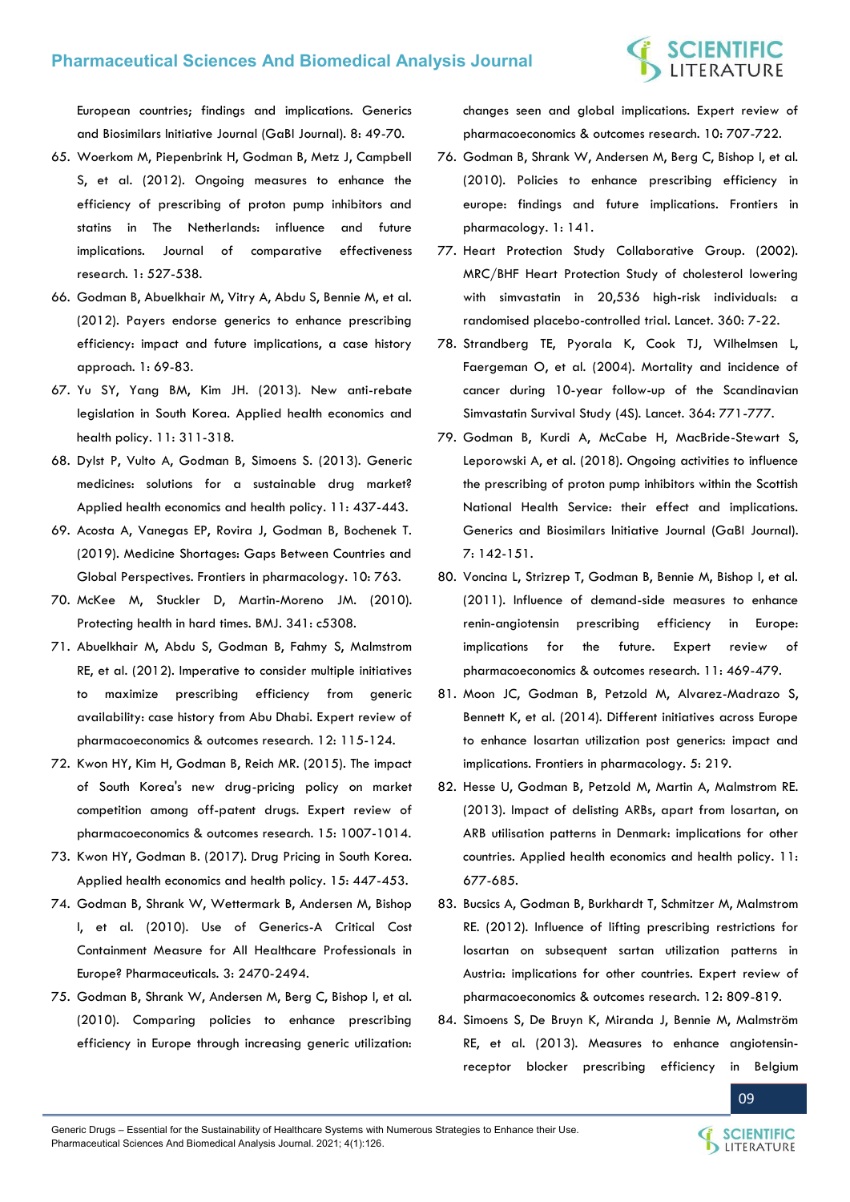European countries; findings and implications. Generics and Biosimilars Initiative Journal (GaBI Journal). 8: 49-70.

65. Woerkom M, Piepenbrink H, Godman B, Metz J, Campbell S, et al. (2012). Ongoing measures to enhance the efficiency of prescribing of proton pump inhibitors and statins in The Netherlands: influence and future implications. Journal of comparative effectiveness research. 1: 527-538.
66. Godman B, Abuelkhair M, Vitry A, Abdu S, Bennie M, et al. (2012). Payers endorse generics to enhance prescribing efficiency: impact and future implications, a case history approach. 1: 69-83.
67. Yu SY, Yang BM, Kim JH. (2013). New anti-rebate legislation in South Korea. Applied health economics and health policy. 11: 311-318.
68. Dylst P, Vulto A, Godman B, Simoens S. (2013). Generic medicines: solutions for a sustainable drug market? Applied health economics and health policy. 11: 437-443.
69. Acosta A, Vanegas EP, Rovira J, Godman B, Bochenek T. (2019). Medicine Shortages: Gaps Between Countries and Global Perspectives. Frontiers in pharmacology. 10: 763.
70. McKee M, Stuckler D, Martin-Moreno JM. (2010). Protecting health in hard times. BMJ. 341: c5308.
71. Abuelkhair M, Abdu S, Godman B, Fahmy S, Malmstrom RE, et al. (2012). Imperative to consider multiple initiatives to maximize prescribing efficiency from generic availability: case history from Abu Dhabi. Expert review of pharmacoeconomics & outcomes research. 12: 115-124.
72. Kwon HY, Kim H, Godman B, Reich MR. (2015). The impact of South Korea's new drug-pricing policy on market competition among off-patent drugs. Expert review of pharmacoeconomics & outcomes research. 15: 1007-1014.
73. Kwon HY, Godman B. (2017). Drug Pricing in South Korea. Applied health economics and health policy. 15: 447-453.
74. Godman B, Shrank W, Wettermark B, Andersen M, Bishop I, et al. (2010). Use of Generics-A Critical Cost Containment Measure for All Healthcare Professionals in Europe? Pharmaceuticals. 3: 2470-2494.
75. Godman B, Shrank W, Andersen M, Berg C, Bishop I, et al. (2010). Comparing policies to enhance prescribing efficiency in Europe through increasing generic utilization: changes seen and global implications. Expert review of pharmacoeconomics & outcomes research. 10: 707-722.
76. Godman B, Shrank W, Andersen M, Berg C, Bishop I, et al. (2010). Policies to enhance prescribing efficiency in europe: findings and future implications. Frontiers in pharmacology. 1: 141.
77. Heart Protection Study Collaborative Group. (2002). MRC/BHF Heart Protection Study of cholesterol lowering with simvastatin in 20,536 high-risk individuals: a randomised placebo-controlled trial. Lancet. 360: 7-22.
78. Strandberg TE, Pyorala K, Cook TJ, Wilhelmsen L, Faergeman O, et al. (2004). Mortality and incidence of cancer during 10-year follow-up of the Scandinavian Simvastatin Survival Study (4S). Lancet. 364: 771-777.
79. Godman B, Kurdi A, McCabe H, MacBride-Stewart S, Leporowski A, et al. (2018). Ongoing activities to influence the prescribing of proton pump inhibitors within the Scottish National Health Service: their effect and implications. Generics and Biosimilars Initiative Journal (GaBI Journal). 7: 142-151.
80. Voncina L, Strizrep T, Godman B, Bennie M, Bishop I, et al. (2011). Influence of demand-side measures to enhance renin-angiotensin prescribing efficiency in Europe: implications for the future. Expert review of pharmacoeconomics & outcomes research. 11: 469-479.
81. Moon JC, Godman B, Petzold M, Alvarez-Madrazo S, Bennett K, et al. (2014). Different initiatives across Europe to enhance losartan utilization post generics: impact and implications. Frontiers in pharmacology. 5: 219.
82. Hesse U, Godman B, Petzold M, Martin A, Malmstrom RE. (2013). Impact of delisting ARBs, apart from losartan, on ARB utilisation patterns in Denmark: implications for other countries. Applied health economics and health policy. 11: 677-685.
83. Bucsics A, Godman B, Burkhardt T, Schmitzer M, Malmstrom RE. (2012). Influence of lifting prescribing restrictions for losartan on subsequent sartan utilization patterns in Austria: implications for other countries. Expert review of pharmacoeconomics & outcomes research. 12: 809-819.
84. Simoens S, De Bruyn K, Miranda J, Bennie M, Malmström RE, et al. (2013). Measures to enhance angiotensin-receptor blocker prescribing efficiency in Belgium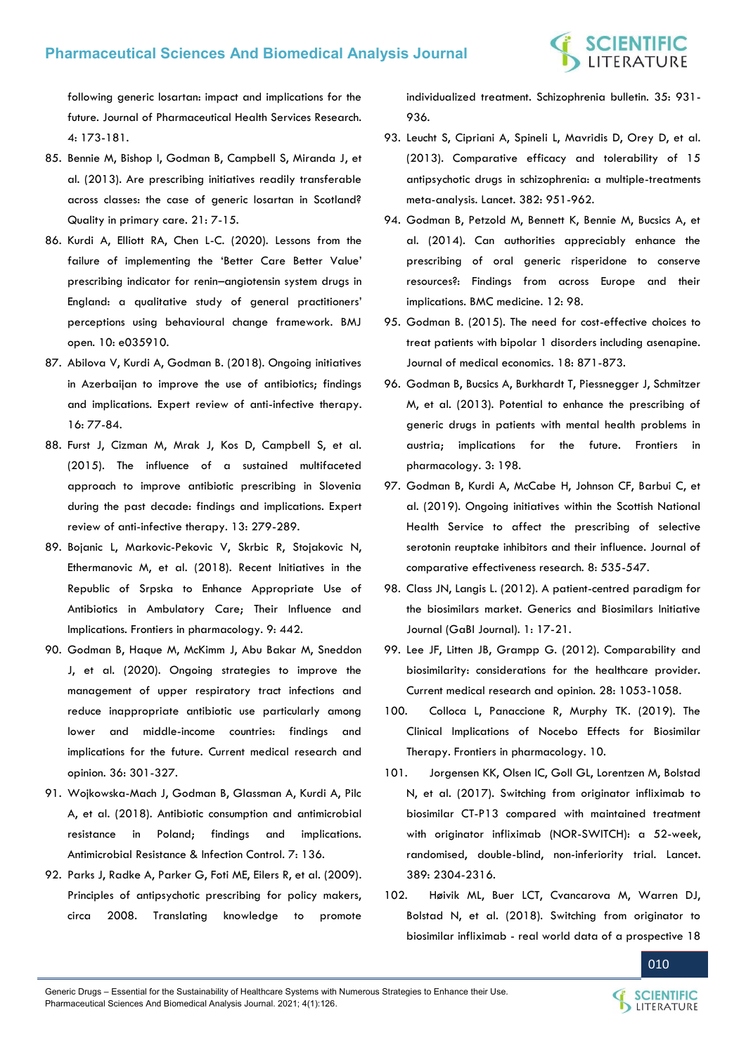following generic losartan: impact and implications for the future. Journal of Pharmaceutical Health Services Research. 4: 173-181.

85. Bennie M, Bishop I, Godman B, Campbell S, Miranda J, et al. (2013). Are prescribing initiatives readily transferable across classes: the case of generic losartan in Scotland? Quality in primary care. 21: 7-15.
86. Kurdi A, Elliott RA, Chen L-C. (2020). Lessons from the failure of implementing the 'Better Care Better Value' prescribing indicator for renin–angiotensin system drugs in England: a qualitative study of general practitioners' perceptions using behavioural change framework. BMJ open. 10: e035910.
87. Abilova V, Kurdi A, Godman B. (2018). Ongoing initiatives in Azerbaijan to improve the use of antibiotics; findings and implications. Expert review of anti-infective therapy. 16: 77-84.
88. Furst J, Cizman M, Mrak J, Kos D, Campbell S, et al. (2015). The influence of a sustained multifaceted approach to improve antibiotic prescribing in Slovenia during the past decade: findings and implications. Expert review of anti-infective therapy. 13: 279-289.
89. Bojanic L, Markovic-Pekovic V, Skrbic R, Stojakovic N, Ethermanovic M, et al. (2018). Recent Initiatives in the Republic of Srpska to Enhance Appropriate Use of Antibiotics in Ambulatory Care; Their Influence and Implications. Frontiers in pharmacology. 9: 442.
90. Godman B, Haque M, McKimm J, Abu Bakar M, Sneddon J, et al. (2020). Ongoing strategies to improve the management of upper respiratory tract infections and reduce inappropriate antibiotic use particularly among lower and middle-income countries: findings and implications for the future. Current medical research and opinion. 36: 301-327.
91. Wojkowska-Mach J, Godman B, Glassman A, Kurdi A, Pilc A, et al. (2018). Antibiotic consumption and antimicrobial resistance in Poland; findings and implications. Antimicrobial Resistance & Infection Control. 7: 136.
92. Parks J, Radke A, Parker G, Foti ME, Eilers R, et al. (2009). Principles of antipsychotic prescribing for policy makers, circa 2008. Translating knowledge to promote individualized treatment. Schizophrenia bulletin. 35: 931-936.
93. Leucht S, Cipriani A, Spineli L, Mavridis D, Orey D, et al. (2013). Comparative efficacy and tolerability of 15 antipsychotic drugs in schizophrenia: a multiple-treatments meta-analysis. Lancet. 382: 951-962.
94. Godman B, Petzold M, Bennett K, Bennie M, Bucsics A, et al. (2014). Can authorities appreciably enhance the prescribing of oral generic risperidone to conserve resources?: Findings from across Europe and their implications. BMC medicine. 12: 98.
95. Godman B. (2015). The need for cost-effective choices to treat patients with bipolar 1 disorders including asenapine. Journal of medical economics. 18: 871-873.
96. Godman B, Bucsics A, Burkhardt T, Piessnegger J, Schmitzer M, et al. (2013). Potential to enhance the prescribing of generic drugs in patients with mental health problems in austria; implications for the future. Frontiers in pharmacology. 3: 198.
97. Godman B, Kurdi A, McCabe H, Johnson CF, Barbui C, et al. (2019). Ongoing initiatives within the Scottish National Health Service to affect the prescribing of selective serotonin reuptake inhibitors and their influence. Journal of comparative effectiveness research. 8: 535-547.
98. Class JN, Langis L. (2012). A patient-centred paradigm for the biosimilars market. Generics and Biosimilars Initiative Journal (GaBI Journal). 1: 17-21.
99. Lee JF, Litten JB, Grampp G. (2012). Comparability and biosimilarity: considerations for the healthcare provider. Current medical research and opinion. 28: 1053-1058.
100. Colloca L, Panaccione R, Murphy TK. (2019). The Clinical Implications of Nocebo Effects for Biosimilar Therapy. Frontiers in pharmacology. 10.
101. Jorgensen KK, Olsen IC, Goll GL, Lorentzen M, Bolstad N, et al. (2017). Switching from originator infliximab to biosimilar CT-P13 compared with maintained treatment with originator infliximab (NOR-SWITCH): a 52-week, randomised, double-blind, non-inferiority trial. Lancet. 389: 2304-2316.
102. Høivik ML, Buer LCT, Cvancarova M, Warren DJ, Bolstad N, et al. (2018). Switching from originator to biosimilar infliximab - real world data of a prospective 18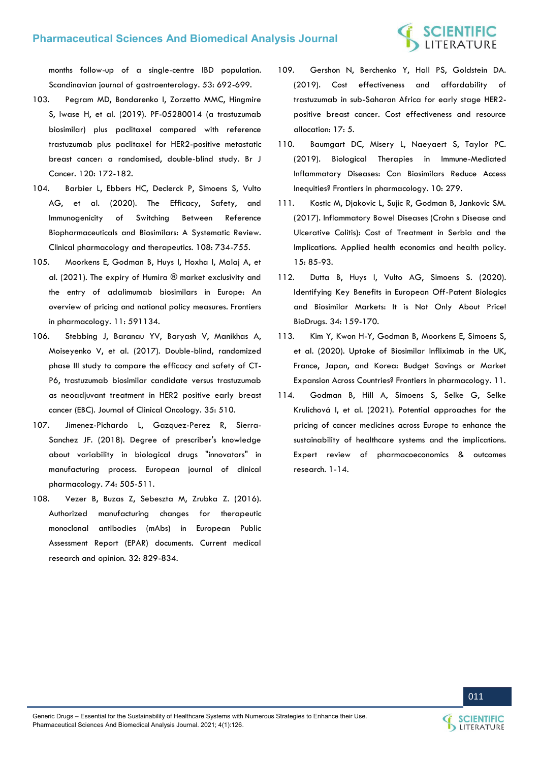months follow-up of a single-centre IBD population. Scandinavian journal of gastroenterology. 53: 692-699.

103. Pegram MD, Bondarenko I, Zorzetto MMC, Hingmire S, Iwase H, et al. (2019). PF-05280014 (a trastuzumab biosimilar) plus paclitaxel compared with reference trastuzumab plus paclitaxel for HER2-positive metastatic breast cancer: a randomised, double-blind study. Br J Cancer. 120: 172-182.
104. Barbier L, Ebbers HC, Declerck P, Simoens S, Vulto AG, et al. (2020). The Efficacy, Safety, and Immunogenicity of Switching Between Reference Biopharmaceuticals and Biosimilars: A Systematic Review. Clinical pharmacology and therapeutics. 108: 734-755.
105. Moorkens E, Godman B, Huys I, Hoxha I, Malaj A, et al. (2021). The expiry of Humira ® market exclusivity and the entry of adalimumab biosimilars in Europe: An overview of pricing and national policy measures. Frontiers in pharmacology. 11: 591134.
106. Stebbing J, Baranau YV, Baryash V, Manikhas A, Moiseyenko V, et al. (2017). Double-blind, randomized phase III study to compare the efficacy and safety of CT-P6, trastuzumab biosimilar candidate versus trastuzumab as neoadjuvant treatment in HER2 positive early breast cancer (EBC). Journal of Clinical Oncology. 35: 510.
107. Jimenez-Pichardo L, Gazquez-Perez R, Sierra-Sanchez JF. (2018). Degree of prescriber's knowledge about variability in biological drugs "innovators" in manufacturing process. European journal of clinical pharmacology. 74: 505-511.
108. Vezer B, Buzas Z, Sebeszta M, Zrubka Z. (2016). Authorized manufacturing changes for therapeutic monoclonal antibodies (mAbs) in European Public Assessment Report (EPAR) documents. Current medical research and opinion. 32: 829-834.
109. Gershon N, Berchenko Y, Hall PS, Goldstein DA. (2019). Cost effectiveness and affordability of trastuzumab in sub-Saharan Africa for early stage HER2-positive breast cancer. Cost effectiveness and resource allocation: 17: 5.
110. Baumgart DC, Misery L, Naeyaert S, Taylor PC. (2019). Biological Therapies in Immune-Mediated Inflammatory Diseases: Can Biosimilars Reduce Access Inequities? Frontiers in pharmacology. 10: 279.
111. Kostic M, Djakovic L, Sujic R, Godman B, Jankovic SM. (2017). Inflammatory Bowel Diseases (Crohn s Disease and Ulcerative Colitis): Cost of Treatment in Serbia and the Implications. Applied health economics and health policy. 15: 85-93.
112. Dutta B, Huys I, Vulto AG, Simoens S. (2020). Identifying Key Benefits in European Off-Patent Biologics and Biosimilar Markets: It is Not Only About Price! BioDrugs. 34: 159-170.
113. Kim Y, Kwon H-Y, Godman B, Moorkens E, Simoens S, et al. (2020). Uptake of Biosimilar Infliximab in the UK, France, Japan, and Korea: Budget Savings or Market Expansion Across Countries? Frontiers in pharmacology. 11.
114. Godman B, Hill A, Simoens S, Selke G, Selke Krulichová I, et al. (2021). Potential approaches for the pricing of cancer medicines across Europe to enhance the sustainability of healthcare systems and the implications. Expert review of pharmacoeconomics & outcomes research. 1-14.